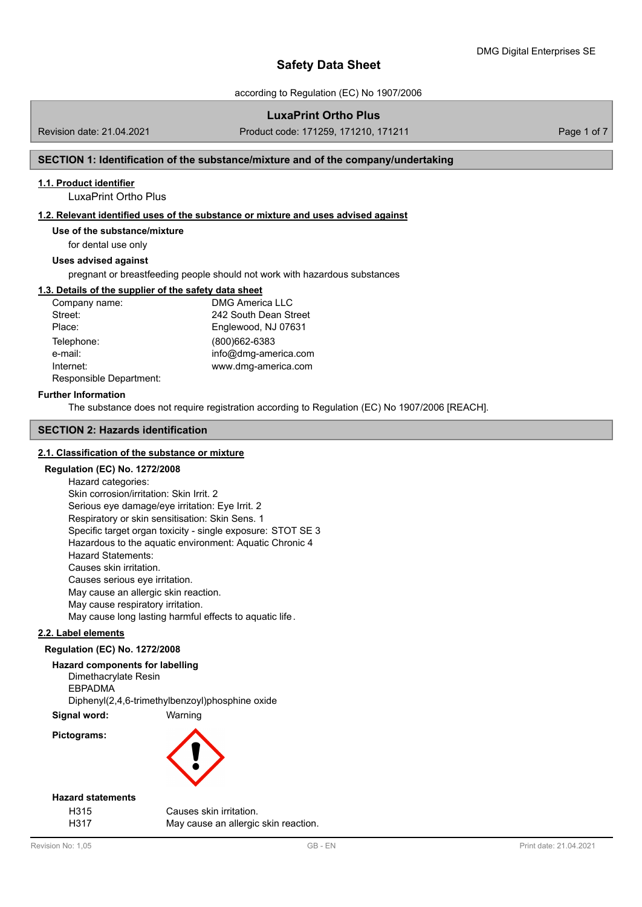# Safety Data Sheet

according to Regulation (EC) No 1907/2006

**LuxaPrint Ortho Plus**

Revision date: 21.04.2021 | Product code: 171259, 171210, 171211

## SECTION 1: Identification of the substance/mixture and of the company/undertaking

### 1.1. Product identifier

LuxaPrint Ortho Plus

### 1.2. Relevant identified uses of the substance or mixture and uses advised against

**Use of the substance/mixture**

for dental use only

**Uses advised against**

pregnant or breastfeeding people should not work with hazardous substances

### 1.3. Details of the supplier of the safety data sheet

| | |
|---|---|
| Company name: | DMG America LLC |
| Street: | 242 South Dean Street |
| Place: | Englewood, NJ 07631 |
| Telephone: | (800)662-6383 |
| e-mail: | info@dmg-america.com |
| Internet: | www.dmg-america.com |
| Responsible Department: | |

**Further Information**

The substance does not require registration according to Regulation (EC) No 1907/2006 [REACH].

## SECTION 2: Hazards identification

### 2.1. Classification of the substance or mixture

**Regulation (EC) No. 1272/2008**

Hazard categories:
Skin corrosion/irritation: Skin Irrit. 2
Serious eye damage/eye irritation: Eye Irrit. 2
Respiratory or skin sensitisation: Skin Sens. 1
Specific target organ toxicity - single exposure: STOT SE 3
Hazardous to the aquatic environment: Aquatic Chronic 4
Hazard Statements:
Causes skin irritation.
Causes serious eye irritation.
May cause an allergic skin reaction.
May cause respiratory irritation.
May cause long lasting harmful effects to aquatic life.

### 2.2. Label elements

**Regulation (EC) No. 1272/2008**

**Hazard components for labelling**

Dimethacrylate Resin
EBPADMA
Diphenyl(2,4,6-trimethylbenzoyl)phosphine oxide

**Signal word:** Warning

**Pictograms:**

**Hazard statements**

| | |
|---|---|
| H315 | Causes skin irritation. |
| H317 | May cause an allergic skin reaction. |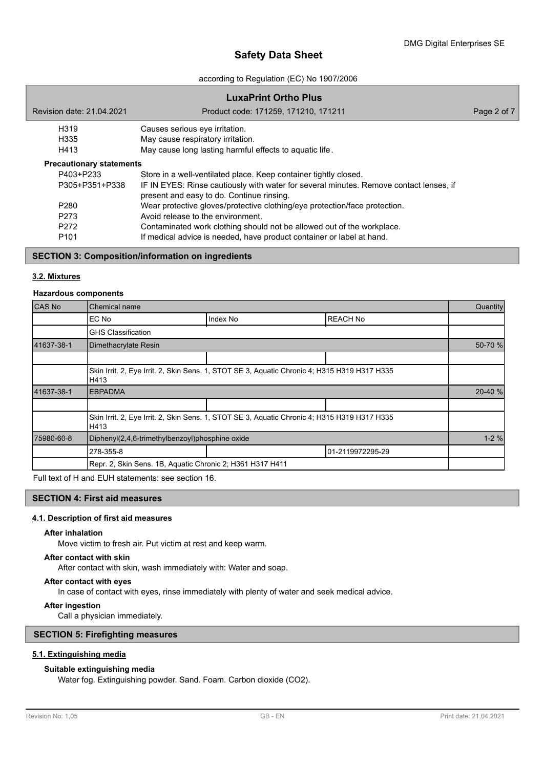| | |
|---|---|
| H319 | Causes serious eye irritation. |
| H335 | May cause respiratory irritation. |
| H413 | May cause long lasting harmful effects to aquatic life. |

**Precautionary statements**

| | |
|---|---|
| P403+P233 | Store in a well-ventilated place. Keep container tightly closed. |
| P305+P351+P338 | IF IN EYES: Rinse cautiously with water for several minutes. Remove contact lenses, if present and easy to do. Continue rinsing. |
| P280 | Wear protective gloves/protective clothing/eye protection/face protection. |
| P273 | Avoid release to the environment. |
| P272 | Contaminated work clothing should not be allowed out of the workplace. |
| P101 | If medical advice is needed, have product container or label at hand. |

## SECTION 3: Composition/information on ingredients

### 3.2. Mixtures

**Hazardous components**

| CAS No | Chemical name | | | Quantity |
|---|---|---|---|---|
| | EC No | Index No | REACH No | |
| | GHS Classification | | | |
| 41637-38-1 | Dimethacrylate Resin | | | 50-70 % |
| | | | | |
| | Skin Irrit. 2, Eye Irrit. 2, Skin Sens. 1, STOT SE 3, Aquatic Chronic 4; H315 H319 H317 H335 H413 | | | |
| 41637-38-1 | EBPADMA | | | 20-40 % |
| | | | | |
| | Skin Irrit. 2, Eye Irrit. 2, Skin Sens. 1, STOT SE 3, Aquatic Chronic 4; H315 H319 H317 H335 H413 | | | |
| 75980-60-8 | Diphenyl(2,4,6-trimethylbenzoyl)phosphine oxide | | | 1-2 % |
| | 278-355-8 | | 01-2119972295-29 | |
| | Repr. 2, Skin Sens. 1B, Aquatic Chronic 2; H361 H317 H411 | | | |

Full text of H and EUH statements: see section 16.

## SECTION 4: First aid measures

### 4.1. Description of first aid measures

**After inhalation**

Move victim to fresh air. Put victim at rest and keep warm.

**After contact with skin**

After contact with skin, wash immediately with: Water and soap.

**After contact with eyes**

In case of contact with eyes, rinse immediately with plenty of water and seek medical advice.

**After ingestion**

Call a physician immediately.

## SECTION 5: Firefighting measures

### 5.1. Extinguishing media

**Suitable extinguishing media**

Water fog. Extinguishing powder. Sand. Foam. Carbon dioxide ($CO_2$).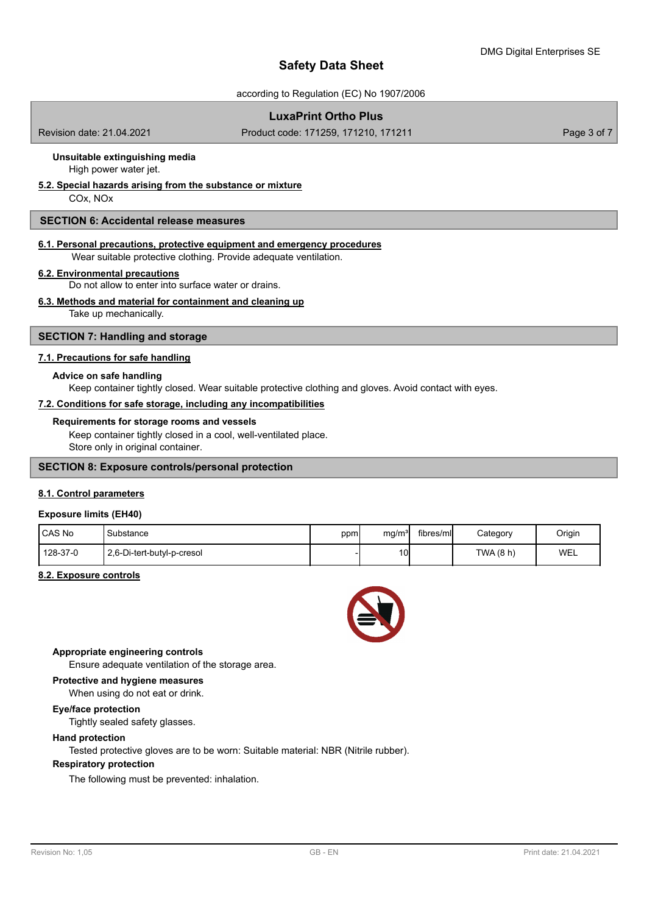**Unsuitable extinguishing media**

High power water jet.

**5.2. Special hazards arising from the substance or mixture**

COx, NOx

## SECTION 6: Accidental release measures

**6.1. Personal precautions, protective equipment and emergency procedures**

Wear suitable protective clothing. Provide adequate ventilation.

**6.2. Environmental precautions**

Do not allow to enter into surface water or drains.

**6.3. Methods and material for containment and cleaning up**

Take up mechanically.

## SECTION 7: Handling and storage

**7.1. Precautions for safe handling**

**Advice on safe handling**

Keep container tightly closed. Wear suitable protective clothing and gloves. Avoid contact with eyes.

**7.2. Conditions for safe storage, including any incompatibilities**

**Requirements for storage rooms and vessels**

Keep container tightly closed in a cool, well-ventilated place.
Store only in original container.

## SECTION 8: Exposure controls/personal protection

**8.1. Control parameters**

**Exposure limits (EH40)**

| CAS No | Substance | ppm | mg/m³ | fibres/ml | Category | Origin |
|---|---|---|---|---|---|---|
| 128-37-0 | 2,6-Di-tert-butyl-p-cresol | - | 10 | | TWA (8 h) | WEL |

**8.2. Exposure controls**

**Appropriate engineering controls**

Ensure adequate ventilation of the storage area.

**Protective and hygiene measures**

When using do not eat or drink.

**Eye/face protection**

Tightly sealed safety glasses.

**Hand protection**

Tested protective gloves are to be worn: Suitable material: NBR (Nitrile rubber).

**Respiratory protection**

The following must be prevented: inhalation.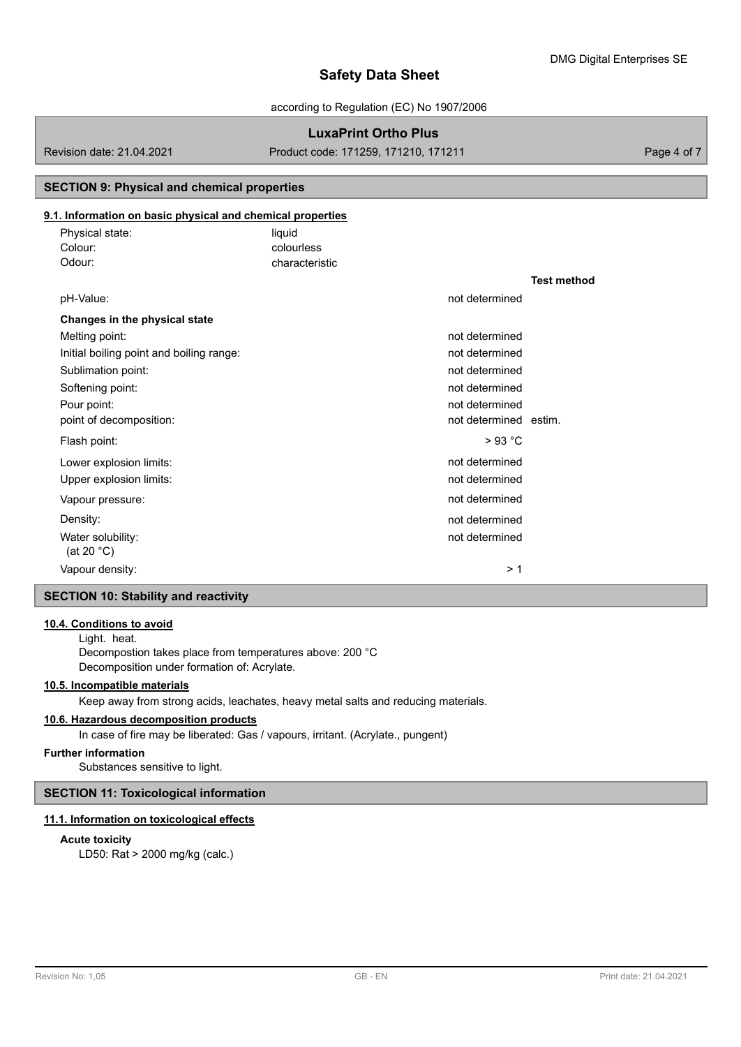## SECTION 9: Physical and chemical properties

### 9.1. Information on basic physical and chemical properties

| | | |
|---|---|---|
| Physical state: | liquid | |
| Colour: | colourless | |
| Odour: | characteristic | |
| | | **Test method** |
| pH-Value: | not determined | |
| **Changes in the physical state** | | |
| Melting point: | not determined | |
| Initial boiling point and boiling range: | not determined | |
| Sublimation point: | not determined | |
| Softening point: | not determined | |
| Pour point: | not determined | |
| point of decomposition: | not determined | estim. |
| Flash point: | > 93 °C | |
| Lower explosion limits: | not determined | |
| Upper explosion limits: | not determined | |
| Vapour pressure: | not determined | |
| Density: | not determined | |
| Water solubility: (at 20 °C) | not determined | |
| Vapour density: | > 1 | |

## SECTION 10: Stability and reactivity

### 10.4. Conditions to avoid

Light. heat.
Decompostion takes place from temperatures above: 200 °C
Decomposition under formation of: Acrylate.

### 10.5. Incompatible materials

Keep away from strong acids, leachates, heavy metal salts and reducing materials.

### 10.6. Hazardous decomposition products

In case of fire may be liberated: Gas / vapours, irritant. (Acrylate., pungent)

**Further information**

Substances sensitive to light.

## SECTION 11: Toxicological information

### 11.1. Information on toxicological effects

**Acute toxicity**

LD50: Rat > 2000 mg/kg (calc.)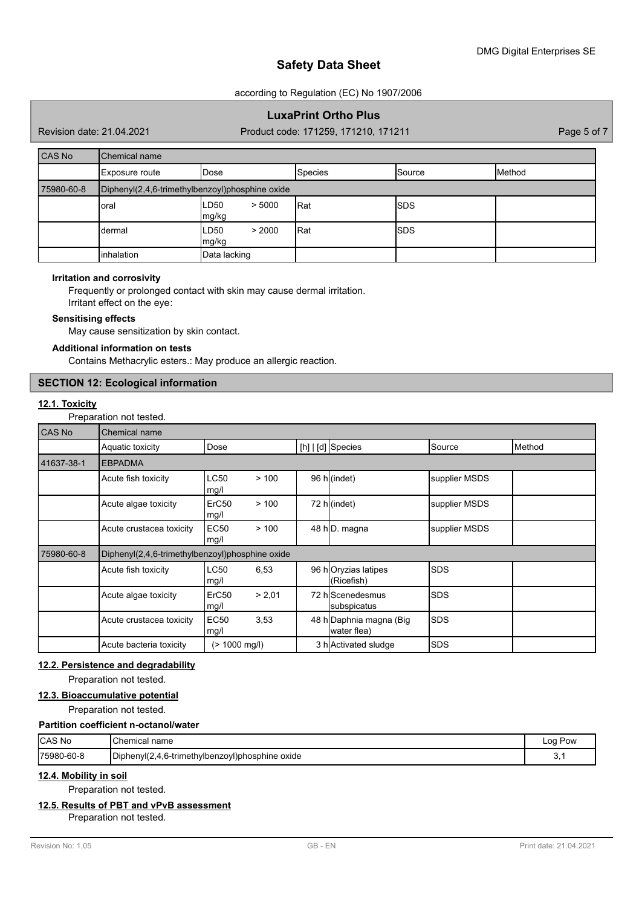| CAS No | Chemical name | | | | |
|---|---|---|---|---|---|
| | Exposure route | Dose | Species | Source | Method |
| 75980-60-8 | Diphenyl(2,4,6-trimethylbenzoyl)phosphine oxide | | | | |
| | oral | LD50 > 5000 mg/kg | Rat | SDS | |
| | dermal | LD50 > 2000 mg/kg | Rat | SDS | |
| | inhalation | Data lacking | | | |

**Irritation and corrosivity**

Frequently or prolonged contact with skin may cause dermal irritation.
Irritant effect on the eye:

**Sensitising effects**

May cause sensitization by skin contact.

**Additional information on tests**

Contains Methacrylic esters.: May produce an allergic reaction.

## SECTION 12: Ecological information

### 12.1. Toxicity

Preparation not tested.

| CAS No | Chemical name | | | | | |
|---|---|---|---|---|---|---|
| | Aquatic toxicity | Dose | [h] \| [d] | Species | Source | Method |
| 41637-38-1 | EBPADMA | | | | | |
| | Acute fish toxicity | LC50 > 100 mg/l | 96 h | (indet) | supplier MSDS | |
| | Acute algae toxicity | ErC50 > 100 mg/l | 72 h | (indet) | supplier MSDS | |
| | Acute crustacea toxicity | EC50 > 100 mg/l | 48 h | D. magna | supplier MSDS | |
| 75980-60-8 | Diphenyl(2,4,6-trimethylbenzoyl)phosphine oxide | | | | | |
| | Acute fish toxicity | LC50 6,53 mg/l | 96 h | Oryzias latipes (Ricefish) | SDS | |
| | Acute algae toxicity | ErC50 > 2,01 mg/l | 72 h | Scenedesmus subspicatus | SDS | |
| | Acute crustacea toxicity | EC50 3,53 mg/l | 48 h | Daphnia magna (Big water flea) | SDS | |
| | Acute bacteria toxicity | (> 1000 mg/l) | 3 h | Activated sludge | SDS | |

### 12.2. Persistence and degradability

Preparation not tested.

### 12.3. Bioaccumulative potential

Preparation not tested.

**Partition coefficient n-octanol/water**

| CAS No | Chemical name | Log Pow |
|---|---|---|
| 75980-60-8 | Diphenyl(2,4,6-trimethylbenzoyl)phosphine oxide | 3,1 |

### 12.4. Mobility in soil

Preparation not tested.

### 12.5. Results of PBT and vPvB assessment

Preparation not tested.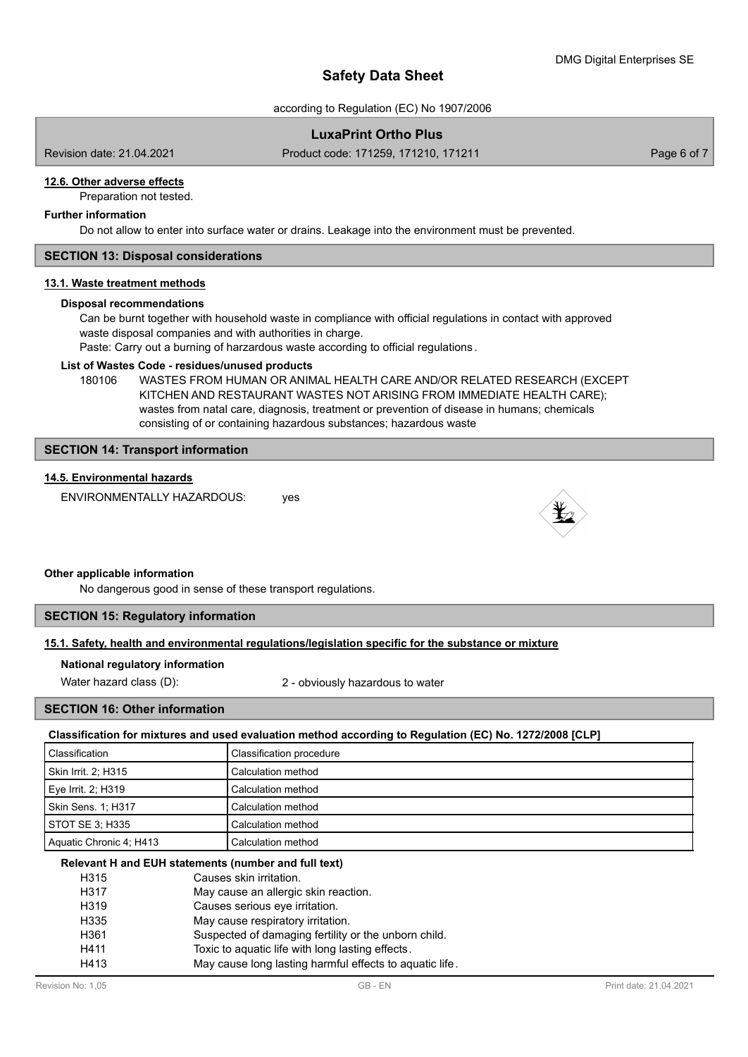#### 12.6. Other adverse effects

Preparation not tested.

**Further information**

Do not allow to enter into surface water or drains. Leakage into the environment must be prevented.

## SECTION 13: Disposal considerations

#### 13.1. Waste treatment methods

**Disposal recommendations**

Can be burnt together with household waste in compliance with official regulations in contact with approved waste disposal companies and with authorities in charge.
Paste: Carry out a burning of harzardous waste according to official regulations.

**List of Wastes Code - residues/unused products**

180106 WASTES FROM HUMAN OR ANIMAL HEALTH CARE AND/OR RELATED RESEARCH (EXCEPT KITCHEN AND RESTAURANT WASTES NOT ARISING FROM IMMEDIATE HEALTH CARE); wastes from natal care, diagnosis, treatment or prevention of disease in humans; chemicals consisting of or containing hazardous substances; hazardous waste

## SECTION 14: Transport information

#### 14.5. Environmental hazards

ENVIRONMENTALLY HAZARDOUS: yes

**Other applicable information**

No dangerous good in sense of these transport regulations.

## SECTION 15: Regulatory information

#### 15.1. Safety, health and environmental regulations/legislation specific for the substance or mixture

**National regulatory information**

Water hazard class (D): 2 - obviously hazardous to water

## SECTION 16: Other information

**Classification for mixtures and used evaluation method according to Regulation (EC) No. 1272/2008 [CLP]**

| Classification | Classification procedure |
|---|---|
| Skin Irrit. 2; H315 | Calculation method |
| Eye Irrit. 2; H319 | Calculation method |
| Skin Sens. 1; H317 | Calculation method |
| STOT SE 3; H335 | Calculation method |
| Aquatic Chronic 4; H413 | Calculation method |

**Relevant H and EUH statements (number and full text)**

| | |
|---|---|
| H315 | Causes skin irritation. |
| H317 | May cause an allergic skin reaction. |
| H319 | Causes serious eye irritation. |
| H335 | May cause respiratory irritation. |
| H361 | Suspected of damaging fertility or the unborn child. |
| H411 | Toxic to aquatic life with long lasting effects. |
| H413 | May cause long lasting harmful effects to aquatic life. |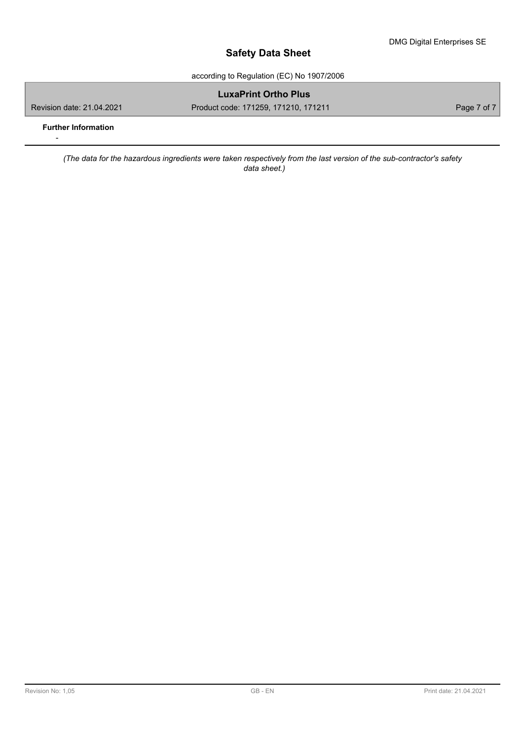**Further Information**

-

*(The data for the hazardous ingredients were taken respectively from the last version of the sub-contractor's safety data sheet.)*